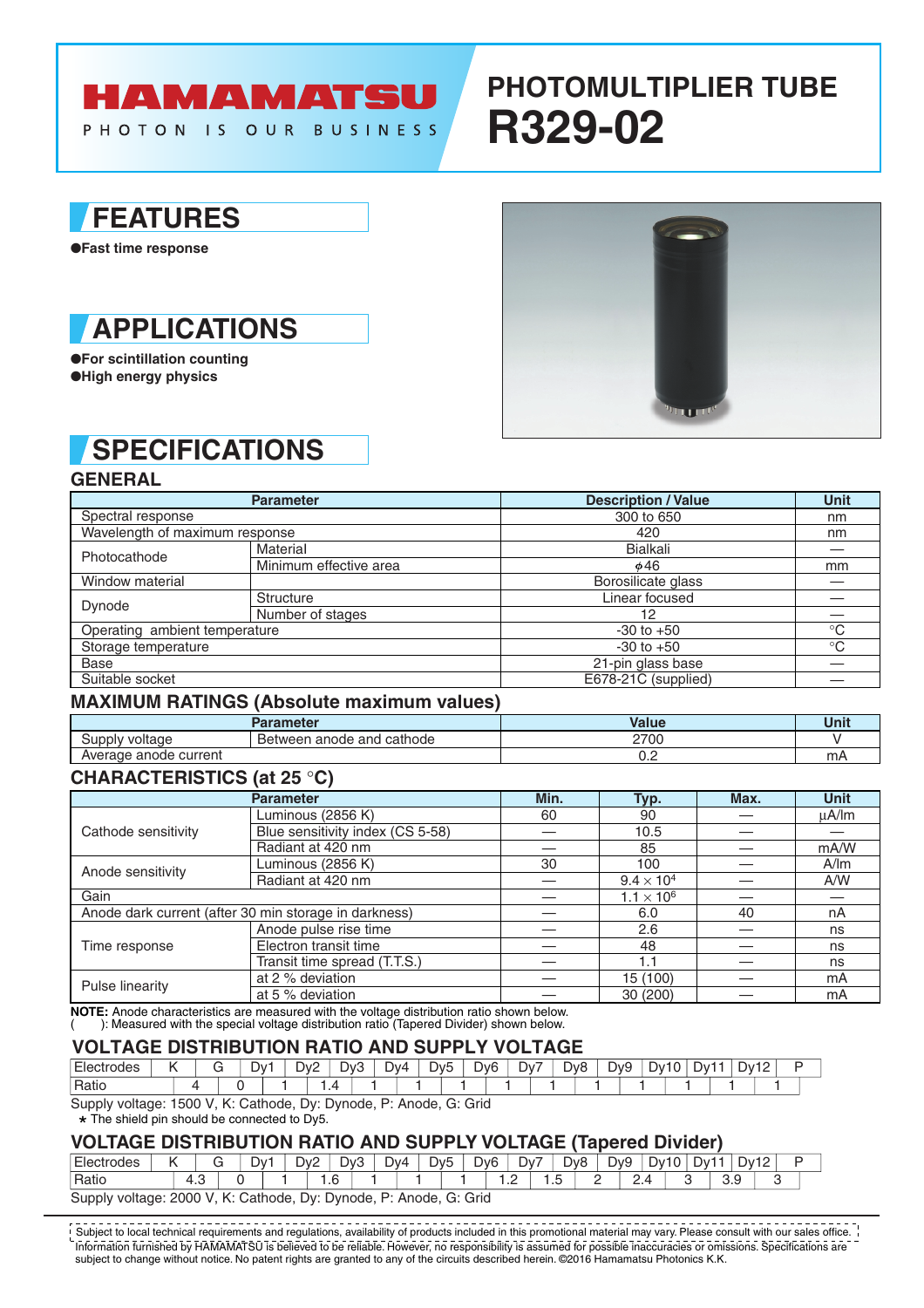# HAMAMATSU

PHOTON IS OUR BUSINESS

# PHOTOMULTIPLIER TUBE R329-02

## FEATURES

- Fast time response

## APPLICATIONS

- For scintillation counting
- High energy physics

## SPECIFICATIONS

### GENERAL

| Parameter | | Description / Value | Unit |
|---|---|---|---|
| Spectral response | | 300 to 650 | nm |
| Wavelength of maximum response | | 420 | nm |
| Photocathode | Material | Bialkali | — |
| | Minimum effective area | $\phi$46 | mm |
| Window material | | Borosilicate glass | — |
| Dynode | Structure | Linear focused | — |
| | Number of stages | 12 | — |
| Operating ambient temperature | | -30 to +50 | °C |
| Storage temperature | | -30 to +50 | °C |
| Base | | 21-pin glass base | — |
| Suitable socket | | E678-21C (supplied) | — |

### MAXIMUM RATINGS (Absolute maximum values)

| Parameter | | Value | Unit |
|---|---|---|---|
| Supply voltage | Between anode and cathode | 2700 | V |
| Average anode current | | 0.2 | mA |

### CHARACTERISTICS (at 25 °C)

| Parameter | | Min. | Typ. | Max. | Unit |
|---|---|---|---|---|---|
| Cathode sensitivity | Luminous (2856 K) | 60 | 90 | — | µA/lm |
| | Blue sensitivity index (CS 5-58) | — | 10.5 | — | — |
| | Radiant at 420 nm | — | 85 | — | mA/W |
| Anode sensitivity | Luminous (2856 K) | 30 | 100 | — | A/lm |
| | Radiant at 420 nm | — | $9.4 \times 10^4$ | — | A/W |
| Gain | | — | $1.1 \times 10^6$ | — | — |
| Anode dark current (after 30 min storage in darkness) | | — | 6.0 | 40 | nA |
| Time response | Anode pulse rise time | — | 2.6 | — | ns |
| | Electron transit time | — | 48 | — | ns |
| | Transit time spread (T.T.S.) | — | 1.1 | — | ns |
| Pulse linearity | at 2 % deviation | — | 15 (100) | — | mA |
| | at 5 % deviation | — | 30 (200) | — | mA |

**NOTE:** Anode characteristics are measured with the voltage distribution ratio shown below.
( ): Measured with the special voltage distribution ratio (Tapered Divider) shown below.

### VOLTAGE DISTRIBUTION RATIO AND SUPPLY VOLTAGE

| Electrodes | K | | G | | Dy1 | | Dy2 | | Dy3 | | Dy4 | | Dy5 | | Dy6 | | Dy7 | | Dy8 | | Dy9 | | Dy10 | | Dy11 | | Dy12 | | P |
|---|---|---|---|---|---|---|---|---|---|---|---|---|---|---|---|---|---|---|---|---|---|---|---|---|---|---|---|---|---|
| Ratio | | 4 | | 0 | | 1 | | 1.4 | | 1 | | 1 | | 1 | | 1 | | 1 | | 1 | | 1 | | 1 | | 1 | | 1 | |

Supply voltage: 1500 V, K: Cathode, Dy: Dynode, P: Anode, G: Grid
* The shield pin should be connected to Dy5.

### VOLTAGE DISTRIBUTION RATIO AND SUPPLY VOLTAGE (Tapered Divider)

| Electrodes | K | | G | | Dy1 | | Dy2 | | Dy3 | | Dy4 | | Dy5 | | Dy6 | | Dy7 | | Dy8 | | Dy9 | | Dy10 | | Dy11 | | Dy12 | | P |
|---|---|---|---|---|---|---|---|---|---|---|---|---|---|---|---|---|---|---|---|---|---|---|---|---|---|---|---|---|---|
| Ratio | | 4.3 | | 0 | | 1 | | 1.6 | | 1 | | 1 | | 1 | | 1.2 | | 1.5 | | 2 | | 2.4 | | 3 | | 3.9 | | 3 | |

Supply voltage: 2000 V, K: Cathode, Dy: Dynode, P: Anode, G: Grid

Subject to local technical requirements and regulations, availability of products included in this promotional material may vary. Please consult with our sales office. Information furnished by HAMAMATSU is believed to be reliable. However, no responsibility is assumed for possible inaccuracies or omissions. Specifications are subject to change without notice. No patent rights are granted to any of the circuits described herein. ©2016 Hamamatsu Photonics K.K.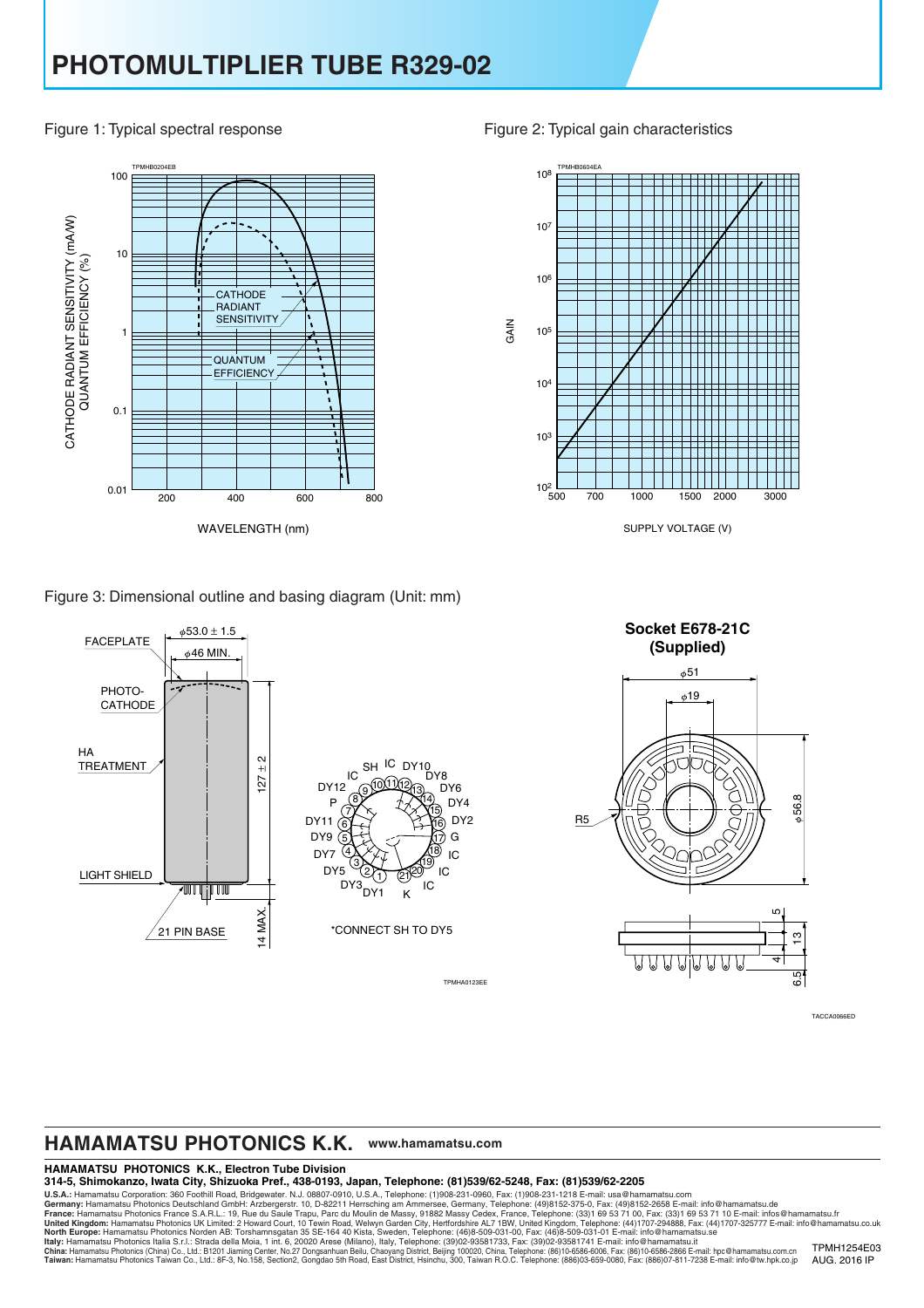# PHOTOMULTIPLIER TUBE R329-02

Figure 1: Typical spectral response

TPMHB0204EB

CATHODE RADIANT SENSITIVITY (mA/W)
QUANTUM EFFICIENCY (%)

100
10
1
0.1
0.01

200 400 600 800

WAVELENGTH (nm)

CATHODE RADIANT SENSITIVITY

QUANTUM EFFICIENCY

Figure 2: Typical gain characteristics

TPMHB0604EA

GAIN

$10^8$
$10^7$
$10^6$
$10^5$
$10^4$
$10^3$
$10^2$

500 700 1000 1500 2000 3000

SUPPLY VOLTAGE (V)

Figure 3: Dimensional outline and basing diagram (Unit: mm)

FACEPLATE

$\phi$53.0 ± 1.5

$\phi$46 MIN.

PHOTO-CATHODE

HA TREATMENT

127 ± 2

LIGHT SHIELD

14 MAX.

21 PIN BASE

SH IC DY10
IC DY8
DY12 DY6
P DY4
DY11 DY2
DY9 G
DY7 IC
DY5 IC
DY3 DY1 K IC

*CONNECT SH TO DY5

TPMHA0123EE

**Socket E678-21C (Supplied)**

$\phi$51

$\phi$19

R5

$\phi$56.8

5
13
4
6.5

TACCA0066ED

## HAMAMATSU PHOTONICS K.K. www.hamamatsu.com

**HAMAMATSU PHOTONICS K.K., Electron Tube Division**
**314-5, Shimokanzo, Iwata City, Shizuoka Pref., 438-0193, Japan, Telephone: (81)539/62-5248, Fax: (81)539/62-2205**

**U.S.A.:** Hamamatsu Corporation: 360 Foothill Road, Bridgewater. N.J. 08807-0910, U.S.A., Telephone: (1)908-231-0960, Fax: (1)908-231-1218 E-mail: usa@hamamatsu.com
**Germany:** Hamamatsu Photonics Deutschland GmbH: Arzbergerstr. 10, D-82211 Herrsching am Ammersee, Germany, Telephone: (49)8152-375-0, Fax: (49)8152-2658 E-mail: info@hamamatsu.de
**France:** Hamamatsu Photonics France S.A.R.L.: 19, Rue du Saule Trapu, Parc du Moulin de Massy, 91882 Massy Cedex, France, Telephone: (33)1 69 53 71 00, Fax: (33)1 69 53 71 10 E-mail: infos@hamamatsu.fr
**United Kingdom:** Hamamatsu Photonics UK Limited: 2 Howard Court, 10 Tewin Road, Welwyn Garden City, Hertfordshire AL7 1BW, United Kingdom, Telephone: (44)1707-294888, Fax: (44)1707-325777 E-mail: info@hamamatsu.co.uk
**North Europe:** Hamamatsu Photonics Norden AB: Torshamnsgatan 35 SE-164 40 Kista, Sweden, Telephone: (46)8-509-031-00, Fax: (46)8-509-031-01 E-mail: info@hamamatsu.se
**Italy:** Hamamatsu Photonics Italia S.r.l.: Strada della Moia, 1 int. 6, 20020 Arese (Milano), Italy, Telephone: (39)02-93581733, Fax: (39)02-93581741 E-mail: info@hamamatsu.it
**China:** Hamamatsu Photonics (China) Co., Ltd.: B1201 Jiaming Center, No.27 Dongsanhuan Beilu, Chaoyang District, Beijing 100020, China, Telephone: (86)10-6586-6006, Fax: (86)10-6586-2866 E-mail: hpc@hamamatsu.com.cn
**Taiwan:** Hamamatsu Photonics Taiwan Co., Ltd.: 8F-3, No.158, Section2, Gongdao 5th Road, East District, Hsinchu, 300, Taiwan R.O.C. Telephone: (886)03-659-0080, Fax: (886)07-811-7238 E-mail: info@tw.hpk.co.jp

TPMH1254E03
AUG. 2016 IP